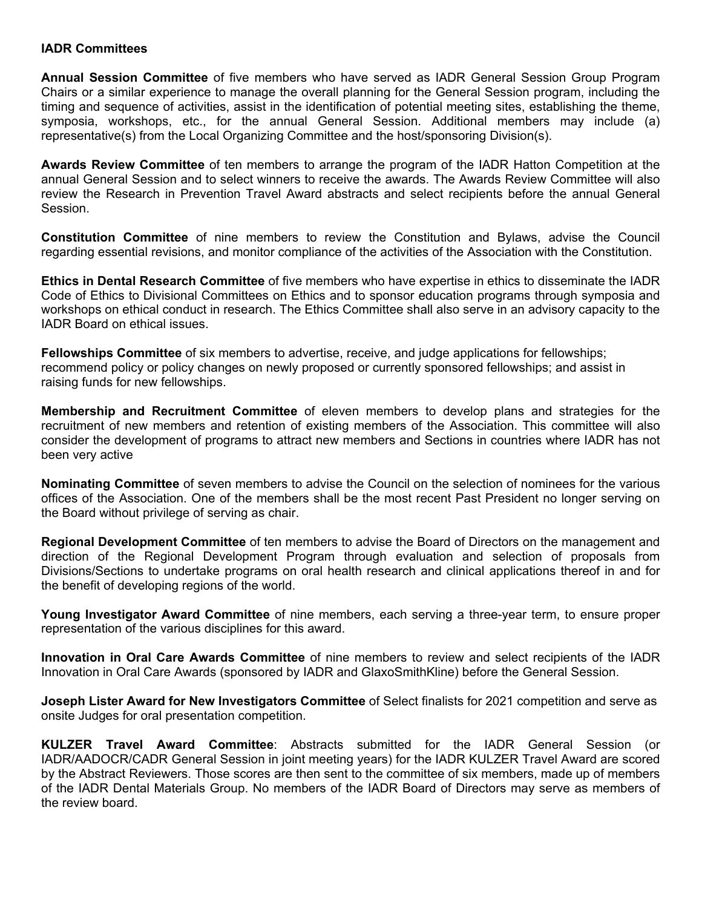# IADR Committees

**Annual Session Committee** of five members who have served as IADR General Session Group Program Chairs or a similar experience to manage the overall planning for the General Session program, including the timing and sequence of activities, assist in the identification of potential meeting sites, establishing the theme, symposia, workshops, etc., for the annual General Session. Additional members may include (a) representative(s) from the Local Organizing Committee and the host/sponsoring Division(s).

**Awards Review Committee** of ten members to arrange the program of the IADR Hatton Competition at the annual General Session and to select winners to receive the awards. The Awards Review Committee will also review the Research in Prevention Travel Award abstracts and select recipients before the annual General Session.

**Constitution Committee** of nine members to review the Constitution and Bylaws, advise the Council regarding essential revisions, and monitor compliance of the activities of the Association with the Constitution.

**Ethics in Dental Research Committee** of five members who have expertise in ethics to disseminate the IADR Code of Ethics to Divisional Committees on Ethics and to sponsor education programs through symposia and workshops on ethical conduct in research. The Ethics Committee shall also serve in an advisory capacity to the IADR Board on ethical issues.

**Fellowships Committee** of six members to advertise, receive, and judge applications for fellowships; recommend policy or policy changes on newly proposed or currently sponsored fellowships; and assist in raising funds for new fellowships.

**Membership and Recruitment Committee** of eleven members to develop plans and strategies for the recruitment of new members and retention of existing members of the Association. This committee will also consider the development of programs to attract new members and Sections in countries where IADR has not been very active

**Nominating Committee** of seven members to advise the Council on the selection of nominees for the various offices of the Association. One of the members shall be the most recent Past President no longer serving on the Board without privilege of serving as chair.

**Regional Development Committee** of ten members to advise the Board of Directors on the management and direction of the Regional Development Program through evaluation and selection of proposals from Divisions/Sections to undertake programs on oral health research and clinical applications thereof in and for the benefit of developing regions of the world.

**Young Investigator Award Committee** of nine members, each serving a three-year term, to ensure proper representation of the various disciplines for this award.

**Innovation in Oral Care Awards Committee** of nine members to review and select recipients of the IADR Innovation in Oral Care Awards (sponsored by IADR and GlaxoSmithKline) before the General Session.

**Joseph Lister Award for New Investigators Committee** of Select finalists for 2021 competition and serve as onsite Judges for oral presentation competition.

**KULZER Travel Award Committee**: Abstracts submitted for the IADR General Session (or IADR/AADOCR/CADR General Session in joint meeting years) for the IADR KULZER Travel Award are scored by the Abstract Reviewers. Those scores are then sent to the committee of six members, made up of members of the IADR Dental Materials Group. No members of the IADR Board of Directors may serve as members of the review board.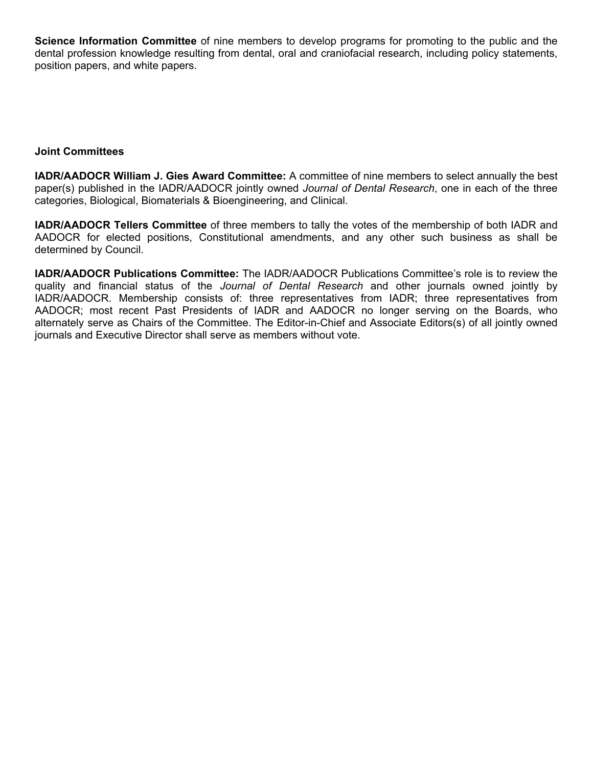**Science Information Committee** of nine members to develop programs for promoting to the public and the dental profession knowledge resulting from dental, oral and craniofacial research, including policy statements, position papers, and white papers.

**Joint Committees**

**IADR/AADOCR William J. Gies Award Committee:** A committee of nine members to select annually the best paper(s) published in the IADR/AADOCR jointly owned *Journal of Dental Research*, one in each of the three categories, Biological, Biomaterials & Bioengineering, and Clinical.

**IADR/AADOCR Tellers Committee** of three members to tally the votes of the membership of both IADR and AADOCR for elected positions, Constitutional amendments, and any other such business as shall be determined by Council.

**IADR/AADOCR Publications Committee:** The IADR/AADOCR Publications Committee's role is to review the quality and financial status of the *Journal of Dental Research* and other journals owned jointly by IADR/AADOCR. Membership consists of: three representatives from IADR; three representatives from AADOCR; most recent Past Presidents of IADR and AADOCR no longer serving on the Boards, who alternately serve as Chairs of the Committee. The Editor-in-Chief and Associate Editors(s) of all jointly owned journals and Executive Director shall serve as members without vote.